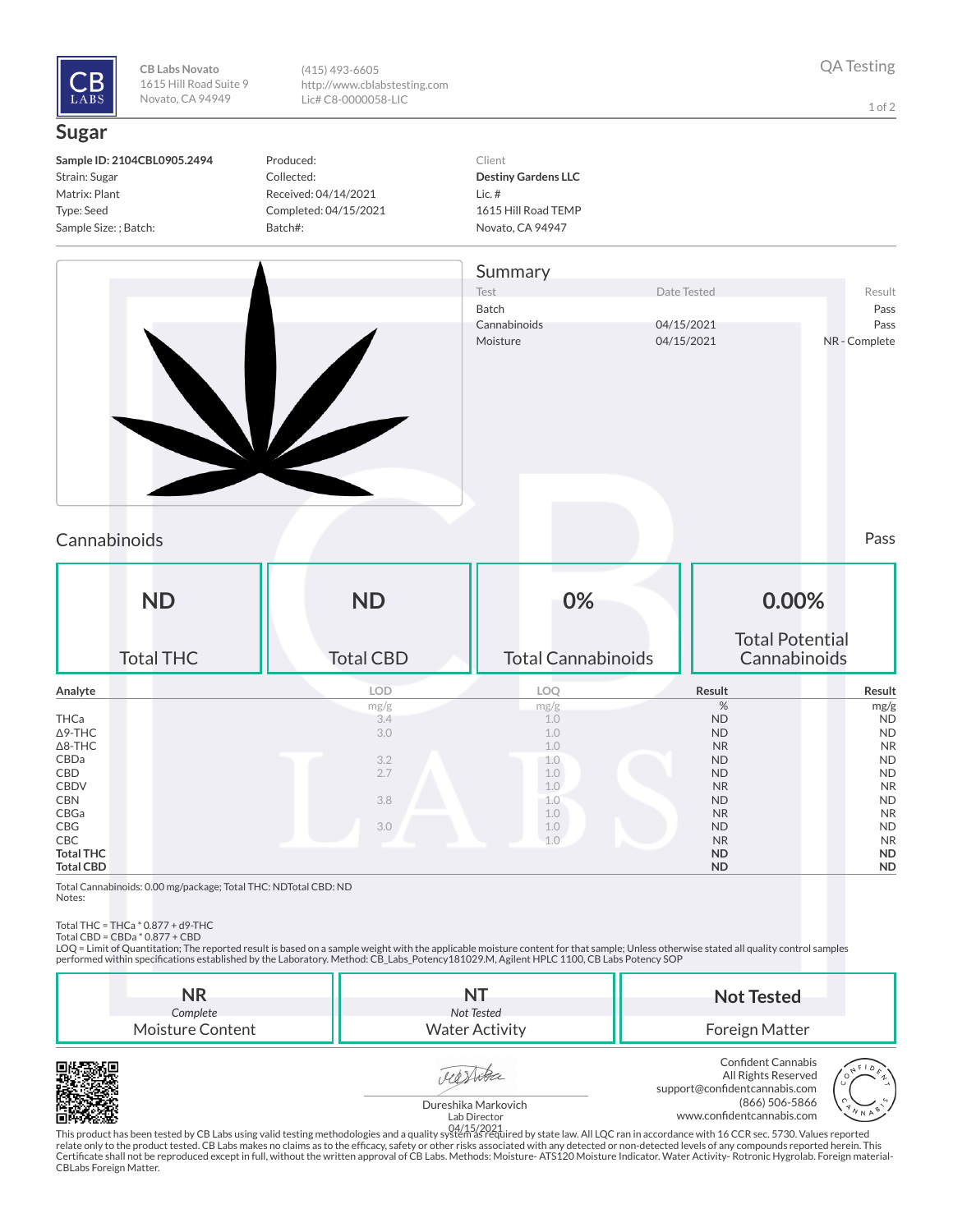CB LABS

**CB Labs Novato**
1615 Hill Road Suite 9
Novato, CA 94949

(415) 493-6605
http://www.cblabstesting.com
Lic# C8-0000058-LIC

QA Testing

# Sugar

**Sample ID: 2104CBL0905.2494**
Strain: Sugar
Matrix: Plant
Type: Seed
Sample Size: ; Batch:

Produced:
Collected:
Received: 04/14/2021
Completed: 04/15/2021
Batch#:

Client
**Destiny Gardens LLC**
Lic. #
1615 Hill Road TEMP
Novato, CA 94947

## Summary

| Test | Date Tested | Result |
|---|---|---|
| Batch | | Pass |
| Cannabinoids | 04/15/2021 | Pass |
| Moisture | 04/15/2021 | NR - Complete |

## Cannabinoids

Pass

| ND | ND | 0% | 0.00% |
|---|---|---|---|
| Total THC | Total CBD | Total Cannabinoids | Total Potential Cannabinoids |

| Analyte | LOD | LOQ | Result | Result |
|---|---|---|---|---|
| | mg/g | mg/g | % | mg/g |
| THCa | 3.4 | 1.0 | ND | ND |
| Δ9-THC | 3.0 | 1.0 | ND | ND |
| Δ8-THC | | 1.0 | NR | NR |
| CBDa | 3.2 | 1.0 | ND | ND |
| CBD | 2.7 | 1.0 | ND | ND |
| CBDV | | 1.0 | NR | NR |
| CBN | 3.8 | 1.0 | ND | ND |
| CBGa | | 1.0 | NR | NR |
| CBG | 3.0 | 1.0 | ND | ND |
| CBC | | 1.0 | NR | NR |
| **Total THC** | | | **ND** | **ND** |
| **Total CBD** | | | **ND** | **ND** |

Total Cannabinoids: 0.00 mg/package; Total THC: NDTotal CBD: ND
Notes:

Total THC = THCa * 0.877 + d9-THC
Total CBD = CBDa * 0.877 + CBD
LOQ = Limit of Quantitation; The reported result is based on a sample weight with the applicable moisture content for that sample; Unless otherwise stated all quality control samples performed within specifications established by the Laboratory. Method: CB_Labs_Potency181029.M, Agilent HPLC 1100, CB Labs Potency SOP

| **NR** *Complete* | **NT** *Not Tested* | **Not Tested** |
|---|---|---|
| Moisture Content | Water Activity | Foreign Matter |

Dureshika Markovich
Lab Director
04/15/2021

Confident Cannabis
All Rights Reserved
support@confidentcannabis.com
(866) 506-5866
www.confidentcannabis.com

This product has been tested by CB Labs using valid testing methodologies and a quality system as required by state law. All LQC ran in accordance with 16 CCR sec. 5730. Values reported relate only to the product tested. CB Labs makes no claims as to the efficacy, safety or other risks associated with any detected or non-detected levels of any compounds reported herein. This Certificate shall not be reproduced except in full, without the written approval of CB Labs. Methods: Moisture- ATS120 Moisture Indicator. Water Activity- Rotronic Hygrolab. Foreign material- CBLabs Foreign Matter.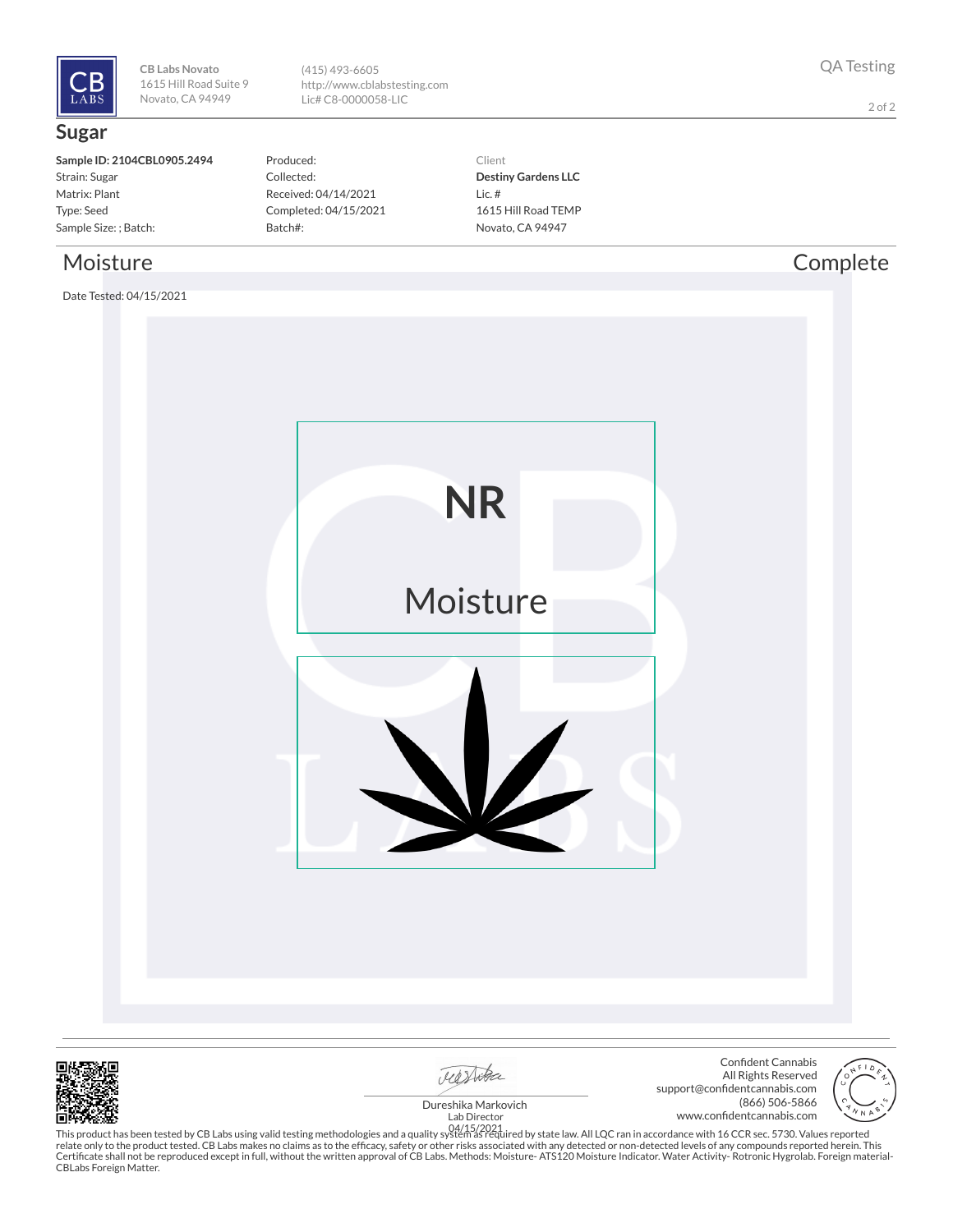**CB Labs Novato**
1615 Hill Road Suite 9
Novato, CA 94949

(415) 493-6605
http://www.cblabstesting.com
Lic# C8-0000058-LIC

QA Testing

# Sugar

**Sample ID: 2104CBL0905.2494**
Strain: Sugar
Matrix: Plant
Type: Seed
Sample Size: ; Batch:

Produced:
Collected:
Received: 04/14/2021
Completed: 04/15/2021
Batch#:

Client
**Destiny Gardens LLC**
Lic. #
1615 Hill Road TEMP
Novato, CA 94947

## Moisture

Complete

Date Tested: 04/15/2021

**NR**

Moisture

Dureshika Markovich
Lab Director
04/15/2021

Confident Cannabis
All Rights Reserved
support@confidentcannabis.com
(866) 506-5866
www.confidentcannabis.com

This product has been tested by CB Labs using valid testing methodologies and a quality system as required by state law. All LQC ran in accordance with 16 CCR sec. 5730. Values reported relate only to the product tested. CB Labs makes no claims as to the efficacy, safety or other risks associated with any detected or non-detected levels of any compounds reported herein. This Certificate shall not be reproduced except in full, without the written approval of CB Labs. Methods: Moisture- ATS120 Moisture Indicator. Water Activity- Rotronic Hygrolab. Foreign material- CBLabs Foreign Matter.